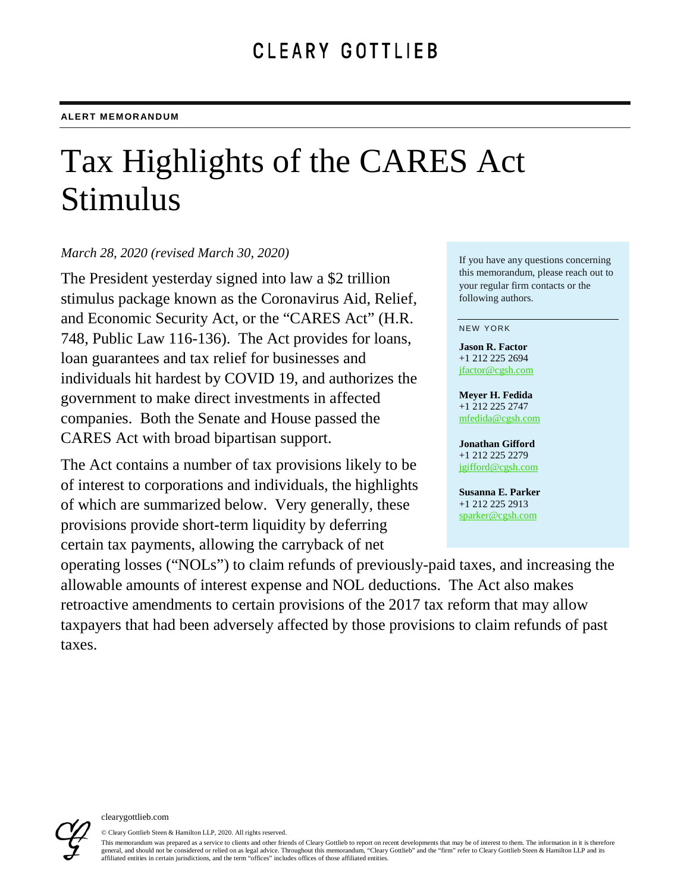CLEARY GOTTLIEB

**ALERT MEMORANDUM**

# Tax Highlights of the CARES Act Stimulus

*March 28, 2020 (revised March 30, 2020)*

The President yesterday signed into law a $2 trillion stimulus package known as the Coronavirus Aid, Relief, and Economic Security Act, or the "CARES Act" (H.R. 748, Public Law 116-136). The Act provides for loans, loan guarantees and tax relief for businesses and individuals hit hardest by COVID 19, and authorizes the government to make direct investments in affected companies. Both the Senate and House passed the CARES Act with broad bipartisan support.

The Act contains a number of tax provisions likely to be of interest to corporations and individuals, the highlights of which are summarized below. Very generally, these provisions provide short-term liquidity by deferring certain tax payments, allowing the carryback of net operating losses ("NOLs") to claim refunds of previously-paid taxes, and increasing the allowable amounts of interest expense and NOL deductions. The Act also makes retroactive amendments to certain provisions of the 2017 tax reform that may allow taxpayers that had been adversely affected by those provisions to claim refunds of past taxes.

If you have any questions concerning this memorandum, please reach out to your regular firm contacts or the following authors.

NEW YORK

**Jason R. Factor**
+1 212 225 2694
jfactor@cgsh.com

**Meyer H. Fedida**
+1 212 225 2747
mfedida@cgsh.com

**Jonathan Gifford**
+1 212 225 2279
jgifford@cgsh.com

**Susanna E. Parker**
+1 212 225 2913
sparker@cgsh.com

clearygottlieb.com

© Cleary Gottlieb Steen & Hamilton LLP, 2020. All rights reserved.

This memorandum was prepared as a service to clients and other friends of Cleary Gottlieb to report on recent developments that may be of interest to them. The information in it is therefore general, and should not be considered or relied on as legal advice. Throughout this memorandum, "Cleary Gottlieb" and the "firm" refer to Cleary Gottlieb Steen & Hamilton LLP and its affiliated entities in certain jurisdictions, and the term "offices" includes offices of those affiliated entities.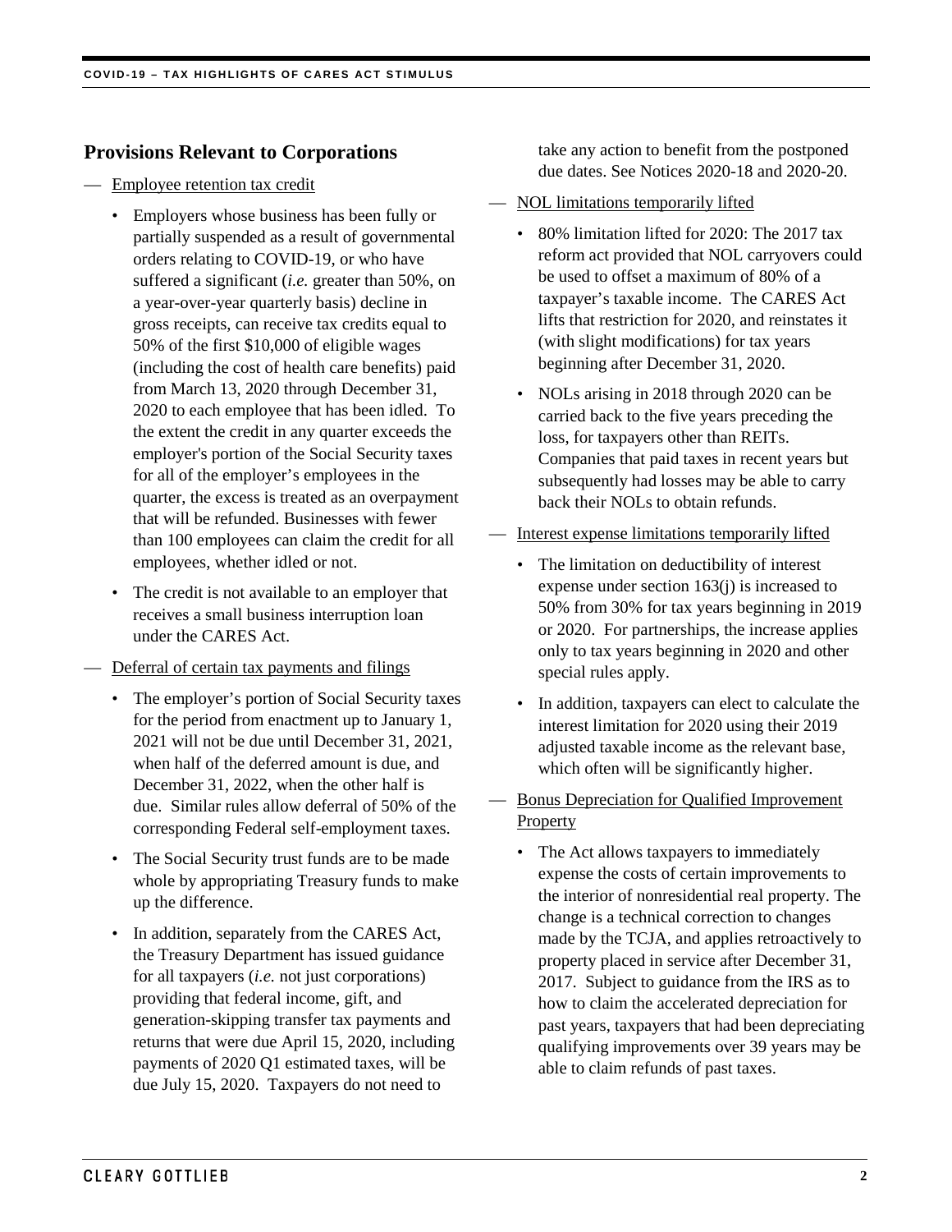## Provisions Relevant to Corporations

— Employee retention tax credit

- Employers whose business has been fully or partially suspended as a result of governmental orders relating to COVID-19, or who have suffered a significant (*i.e.* greater than 50%, on a year-over-year quarterly basis) decline in gross receipts, can receive tax credits equal to 50% of the first $10,000 of eligible wages (including the cost of health care benefits) paid from March 13, 2020 through December 31, 2020 to each employee that has been idled. To the extent the credit in any quarter exceeds the employer's portion of the Social Security taxes for all of the employer's employees in the quarter, the excess is treated as an overpayment that will be refunded. Businesses with fewer than 100 employees can claim the credit for all employees, whether idled or not.
- The credit is not available to an employer that receives a small business interruption loan under the CARES Act.

— Deferral of certain tax payments and filings

- The employer's portion of Social Security taxes for the period from enactment up to January 1, 2021 will not be due until December 31, 2021, when half of the deferred amount is due, and December 31, 2022, when the other half is due. Similar rules allow deferral of 50% of the corresponding Federal self-employment taxes.
- The Social Security trust funds are to be made whole by appropriating Treasury funds to make up the difference.
- In addition, separately from the CARES Act, the Treasury Department has issued guidance for all taxpayers (*i.e.* not just corporations) providing that federal income, gift, and generation-skipping transfer tax payments and returns that were due April 15, 2020, including payments of 2020 Q1 estimated taxes, will be due July 15, 2020. Taxpayers do not need to take any action to benefit from the postponed due dates. See Notices 2020-18 and 2020-20.

— NOL limitations temporarily lifted

- 80% limitation lifted for 2020: The 2017 tax reform act provided that NOL carryovers could be used to offset a maximum of 80% of a taxpayer's taxable income. The CARES Act lifts that restriction for 2020, and reinstates it (with slight modifications) for tax years beginning after December 31, 2020.
- NOLs arising in 2018 through 2020 can be carried back to the five years preceding the loss, for taxpayers other than REITs. Companies that paid taxes in recent years but subsequently had losses may be able to carry back their NOLs to obtain refunds.

— Interest expense limitations temporarily lifted

- The limitation on deductibility of interest expense under section 163(j) is increased to 50% from 30% for tax years beginning in 2019 or 2020. For partnerships, the increase applies only to tax years beginning in 2020 and other special rules apply.
- In addition, taxpayers can elect to calculate the interest limitation for 2020 using their 2019 adjusted taxable income as the relevant base, which often will be significantly higher.

— Bonus Depreciation for Qualified Improvement Property

- The Act allows taxpayers to immediately expense the costs of certain improvements to the interior of nonresidential real property. The change is a technical correction to changes made by the TCJA, and applies retroactively to property placed in service after December 31, 2017. Subject to guidance from the IRS as to how to claim the accelerated depreciation for past years, taxpayers that had been depreciating qualifying improvements over 39 years may be able to claim refunds of past taxes.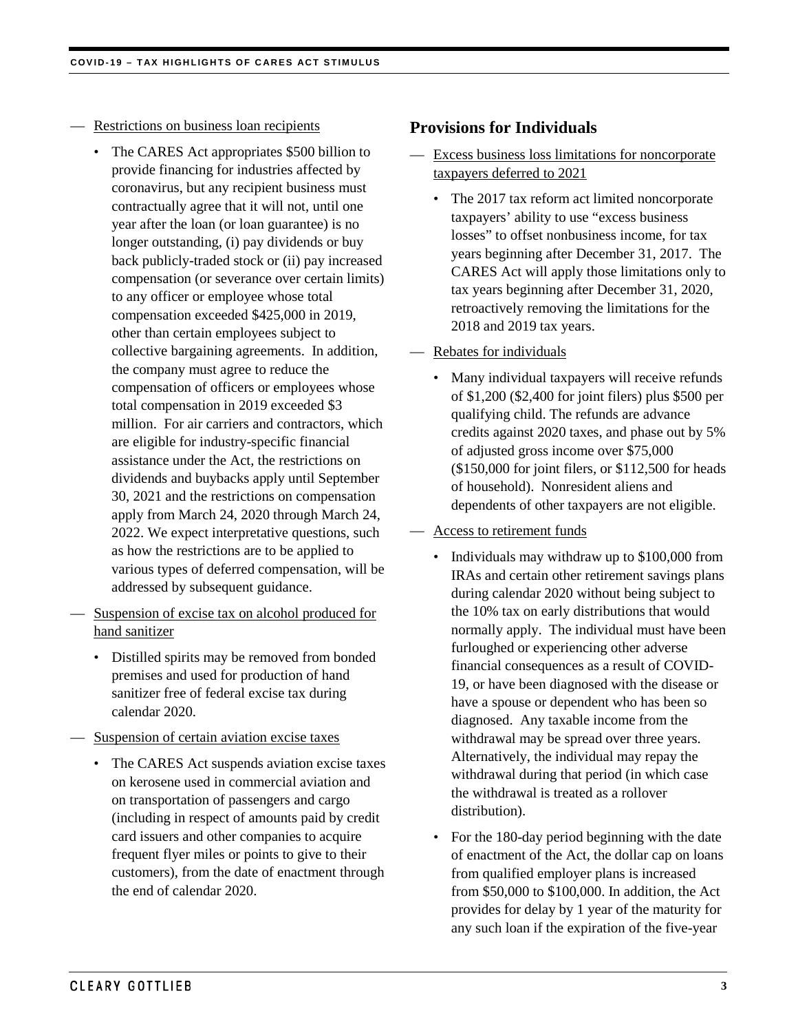— Restrictions on business loan recipients

- The CARES Act appropriates $500 billion to provide financing for industries affected by coronavirus, but any recipient business must contractually agree that it will not, until one year after the loan (or loan guarantee) is no longer outstanding, (i) pay dividends or buy back publicly-traded stock or (ii) pay increased compensation (or severance over certain limits) to any officer or employee whose total compensation exceeded $425,000 in 2019, other than certain employees subject to collective bargaining agreements. In addition, the company must agree to reduce the compensation of officers or employees whose total compensation in 2019 exceeded $3 million. For air carriers and contractors, which are eligible for industry-specific financial assistance under the Act, the restrictions on dividends and buybacks apply until September 30, 2021 and the restrictions on compensation apply from March 24, 2020 through March 24, 2022. We expect interpretative questions, such as how the restrictions are to be applied to various types of deferred compensation, will be addressed by subsequent guidance.

— Suspension of excise tax on alcohol produced for hand sanitizer

- Distilled spirits may be removed from bonded premises and used for production of hand sanitizer free of federal excise tax during calendar 2020.

— Suspension of certain aviation excise taxes

- The CARES Act suspends aviation excise taxes on kerosene used in commercial aviation and on transportation of passengers and cargo (including in respect of amounts paid by credit card issuers and other companies to acquire frequent flyer miles or points to give to their customers), from the date of enactment through the end of calendar 2020.

## Provisions for Individuals

— Excess business loss limitations for noncorporate taxpayers deferred to 2021

- The 2017 tax reform act limited noncorporate taxpayers' ability to use "excess business losses" to offset nonbusiness income, for tax years beginning after December 31, 2017. The CARES Act will apply those limitations only to tax years beginning after December 31, 2020, retroactively removing the limitations for the 2018 and 2019 tax years.

— Rebates for individuals

- Many individual taxpayers will receive refunds of $1,200 ($2,400 for joint filers) plus $500 per qualifying child. The refunds are advance credits against 2020 taxes, and phase out by 5% of adjusted gross income over $75,000 ($150,000 for joint filers, or $112,500 for heads of household). Nonresident aliens and dependents of other taxpayers are not eligible.

— Access to retirement funds

- Individuals may withdraw up to $100,000 from IRAs and certain other retirement savings plans during calendar 2020 without being subject to the 10% tax on early distributions that would normally apply. The individual must have been furloughed or experiencing other adverse financial consequences as a result of COVID-19, or have been diagnosed with the disease or have a spouse or dependent who has been so diagnosed. Any taxable income from the withdrawal may be spread over three years. Alternatively, the individual may repay the withdrawal during that period (in which case the withdrawal is treated as a rollover distribution).
- For the 180-day period beginning with the date of enactment of the Act, the dollar cap on loans from qualified employer plans is increased from $50,000 to $100,000. In addition, the Act provides for delay by 1 year of the maturity for any such loan if the expiration of the five-year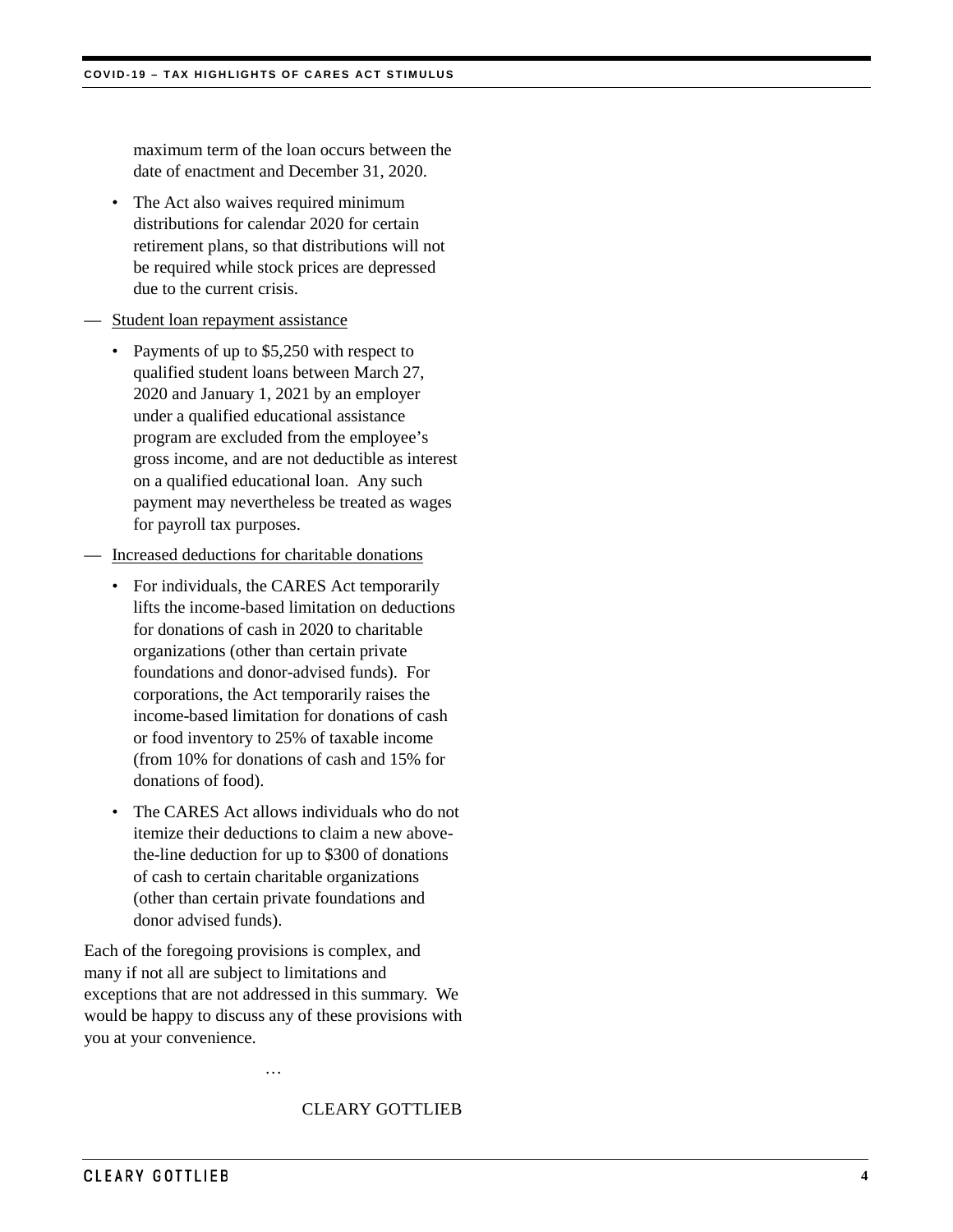maximum term of the loan occurs between the date of enactment and December 31, 2020.

- The Act also waives required minimum distributions for calendar 2020 for certain retirement plans, so that distributions will not be required while stock prices are depressed due to the current crisis.

— Student loan repayment assistance

- Payments of up to $5,250 with respect to qualified student loans between March 27, 2020 and January 1, 2021 by an employer under a qualified educational assistance program are excluded from the employee's gross income, and are not deductible as interest on a qualified educational loan. Any such payment may nevertheless be treated as wages for payroll tax purposes.

— Increased deductions for charitable donations

- For individuals, the CARES Act temporarily lifts the income-based limitation on deductions for donations of cash in 2020 to charitable organizations (other than certain private foundations and donor-advised funds). For corporations, the Act temporarily raises the income-based limitation for donations of cash or food inventory to 25% of taxable income (from 10% for donations of cash and 15% for donations of food).
- The CARES Act allows individuals who do not itemize their deductions to claim a new above-the-line deduction for up to $300 of donations of cash to certain charitable organizations (other than certain private foundations and donor advised funds).

Each of the foregoing provisions is complex, and many if not all are subject to limitations and exceptions that are not addressed in this summary. We would be happy to discuss any of these provisions with you at your convenience.

…

CLEARY GOTTLIEB